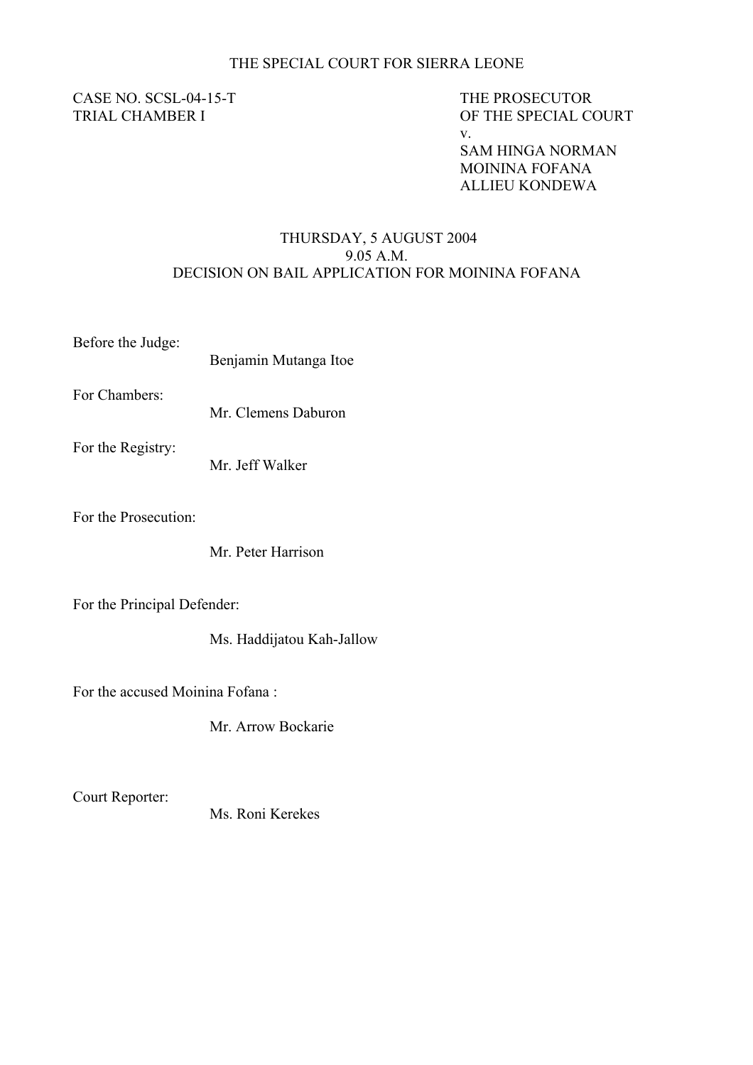THE SPECIAL COURT FOR SIERRA LEONE

CASE NO. SCSL-04-15-T
TRIAL CHAMBER I

THE PROSECUTOR
OF THE SPECIAL COURT
v.
SAM HINGA NORMAN
MOININA FOFANA
ALLIEU KONDEWA

THURSDAY, 5 AUGUST 2004
9.05 A.M.
DECISION ON BAIL APPLICATION FOR MOININA FOFANA

Before the Judge:
Benjamin Mutanga Itoe

For Chambers:
Mr. Clemens Daburon

For the Registry:
Mr. Jeff Walker

For the Prosecution:
Mr. Peter Harrison

For the Principal Defender:
Ms. Haddijatou Kah-Jallow

For the accused Moinina Fofana :
Mr. Arrow Bockarie

Court Reporter:
Ms. Roni Kerekes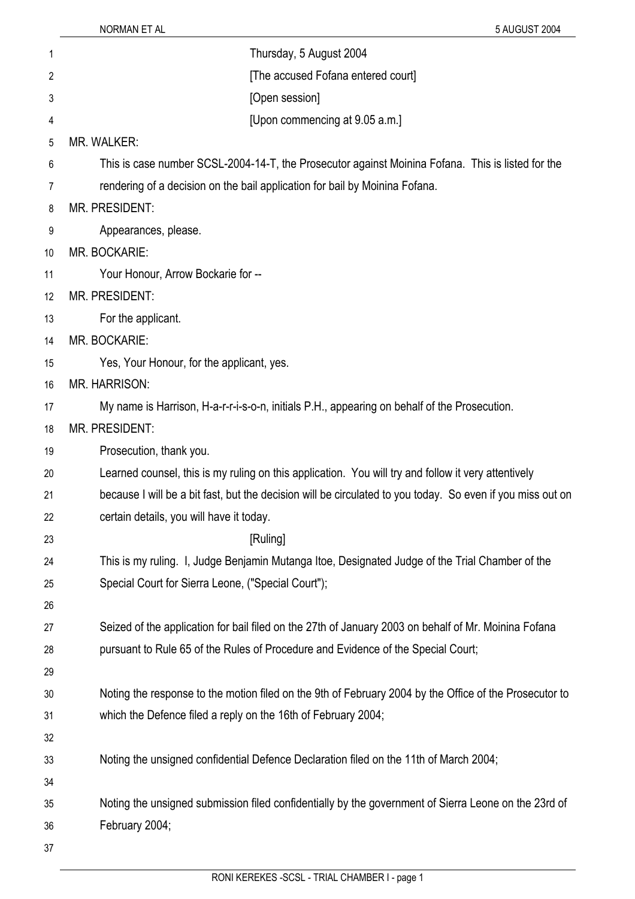Thursday, 5 August 2004

[The accused Fofana entered court]

[Open session]

[Upon commencing at 9.05 a.m.]

MR. WALKER:

This is case number SCSL-2004-14-T, the Prosecutor against Moinina Fofana. This is listed for the rendering of a decision on the bail application for bail by Moinina Fofana.

MR. PRESIDENT:

Appearances, please.

MR. BOCKARIE:

Your Honour, Arrow Bockarie for --

MR. PRESIDENT:

For the applicant.

MR. BOCKARIE:

Yes, Your Honour, for the applicant, yes.

MR. HARRISON:

My name is Harrison, H-a-r-r-i-s-o-n, initials P.H., appearing on behalf of the Prosecution.

MR. PRESIDENT:

Prosecution, thank you.

Learned counsel, this is my ruling on this application. You will try and follow it very attentively because I will be a bit fast, but the decision will be circulated to you today. So even if you miss out on certain details, you will have it today.

[Ruling]

This is my ruling. I, Judge Benjamin Mutanga Itoe, Designated Judge of the Trial Chamber of the Special Court for Sierra Leone, ("Special Court");

Seized of the application for bail filed on the 27th of January 2003 on behalf of Mr. Moinina Fofana pursuant to Rule 65 of the Rules of Procedure and Evidence of the Special Court;

Noting the response to the motion filed on the 9th of February 2004 by the Office of the Prosecutor to which the Defence filed a reply on the 16th of February 2004;

Noting the unsigned confidential Defence Declaration filed on the 11th of March 2004;

Noting the unsigned submission filed confidentially by the government of Sierra Leone on the 23rd of February 2004;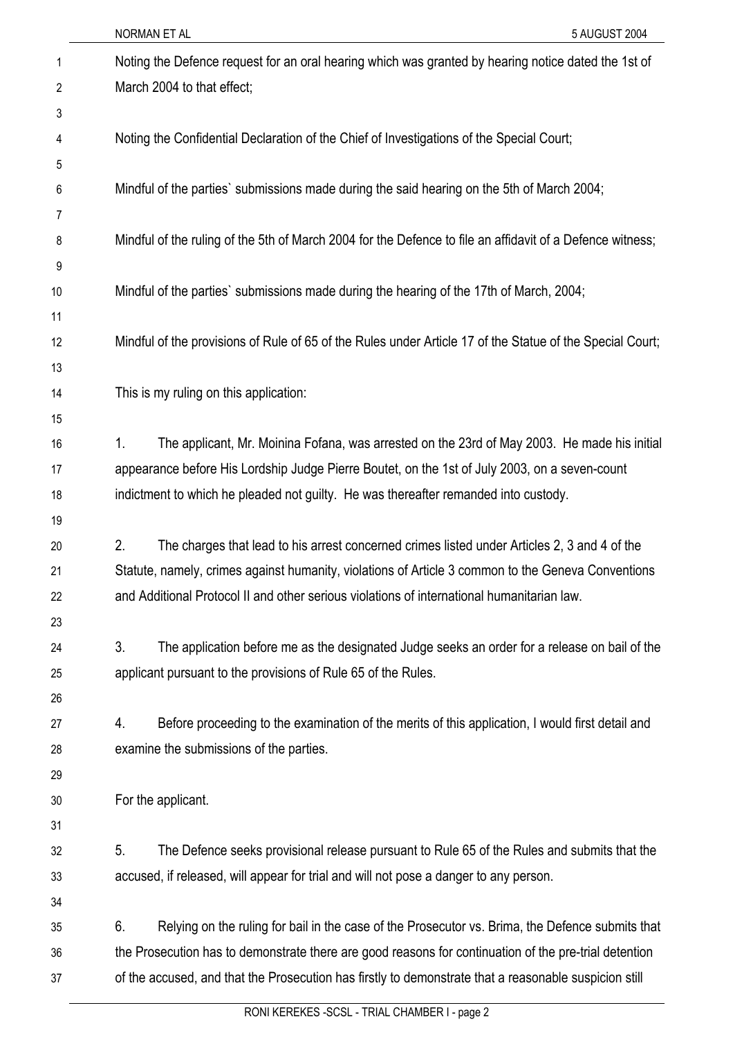Noting the Defence request for an oral hearing which was granted by hearing notice dated the 1st of March 2004 to that effect;

Noting the Confidential Declaration of the Chief of Investigations of the Special Court;

Mindful of the parties` submissions made during the said hearing on the 5th of March 2004;

Mindful of the ruling of the 5th of March 2004 for the Defence to file an affidavit of a Defence witness;

Mindful of the parties` submissions made during the hearing of the 17th of March, 2004;

Mindful of the provisions of Rule of 65 of the Rules under Article 17 of the Statue of the Special Court;

This is my ruling on this application:

1. The applicant, Mr. Moinina Fofana, was arrested on the 23rd of May 2003. He made his initial appearance before His Lordship Judge Pierre Boutet, on the 1st of July 2003, on a seven-count indictment to which he pleaded not guilty. He was thereafter remanded into custody.

2. The charges that lead to his arrest concerned crimes listed under Articles 2, 3 and 4 of the Statute, namely, crimes against humanity, violations of Article 3 common to the Geneva Conventions and Additional Protocol II and other serious violations of international humanitarian law.

3. The application before me as the designated Judge seeks an order for a release on bail of the applicant pursuant to the provisions of Rule 65 of the Rules.

4. Before proceeding to the examination of the merits of this application, I would first detail and examine the submissions of the parties.

For the applicant.

5. The Defence seeks provisional release pursuant to Rule 65 of the Rules and submits that the accused, if released, will appear for trial and will not pose a danger to any person.

6. Relying on the ruling for bail in the case of the Prosecutor vs. Brima, the Defence submits that the Prosecution has to demonstrate there are good reasons for continuation of the pre-trial detention of the accused, and that the Prosecution has firstly to demonstrate that a reasonable suspicion still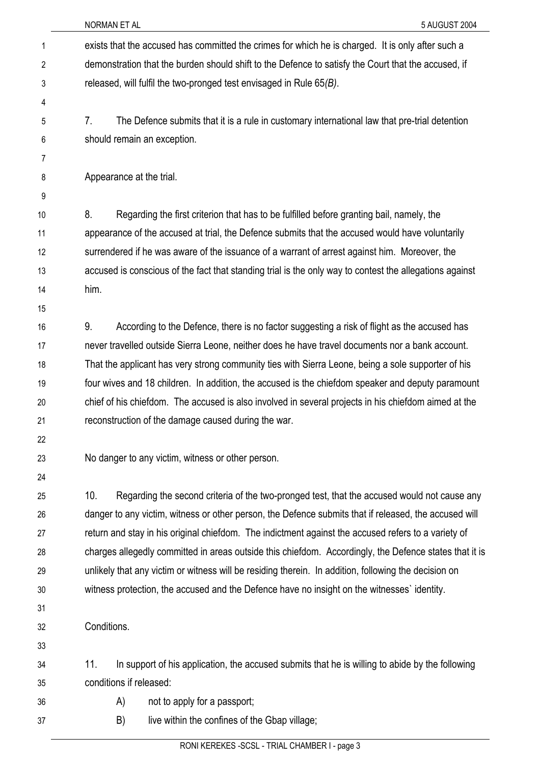exists that the accused has committed the crimes for which he is charged. It is only after such a demonstration that the burden should shift to the Defence to satisfy the Court that the accused, if released, will fulfil the two-pronged test envisaged in Rule 65*(B)*.

7. The Defence submits that it is a rule in customary international law that pre-trial detention should remain an exception.

Appearance at the trial.

8. Regarding the first criterion that has to be fulfilled before granting bail, namely, the appearance of the accused at trial, the Defence submits that the accused would have voluntarily surrendered if he was aware of the issuance of a warrant of arrest against him. Moreover, the accused is conscious of the fact that standing trial is the only way to contest the allegations against him.

9. According to the Defence, there is no factor suggesting a risk of flight as the accused has never travelled outside Sierra Leone, neither does he have travel documents nor a bank account. That the applicant has very strong community ties with Sierra Leone, being a sole supporter of his four wives and 18 children. In addition, the accused is the chiefdom speaker and deputy paramount chief of his chiefdom. The accused is also involved in several projects in his chiefdom aimed at the reconstruction of the damage caused during the war.

No danger to any victim, witness or other person.

10. Regarding the second criteria of the two-pronged test, that the accused would not cause any danger to any victim, witness or other person, the Defence submits that if released, the accused will return and stay in his original chiefdom. The indictment against the accused refers to a variety of charges allegedly committed in areas outside this chiefdom. Accordingly, the Defence states that it is unlikely that any victim or witness will be residing therein. In addition, following the decision on witness protection, the accused and the Defence have no insight on the witnesses` identity.

Conditions.

11. In support of his application, the accused submits that he is willing to abide by the following conditions if released:

A) not to apply for a passport;

B) live within the confines of the Gbap village;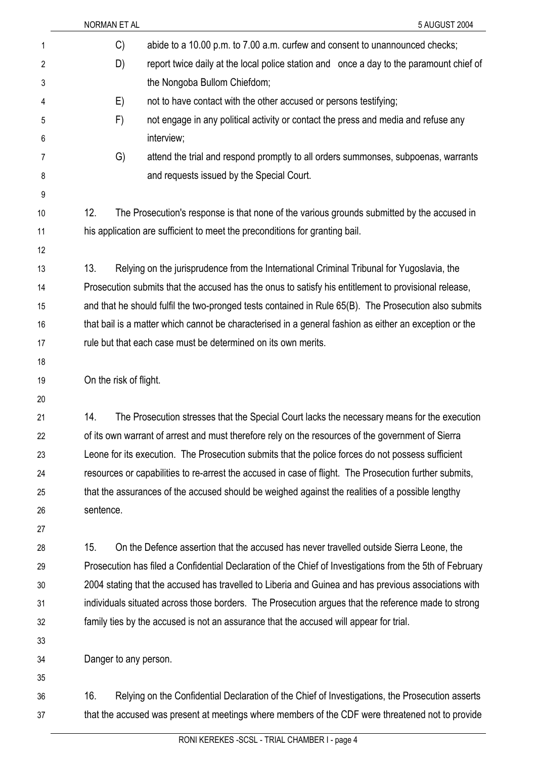C) abide to a 10.00 p.m. to 7.00 a.m. curfew and consent to unannounced checks;

D) report twice daily at the local police station and once a day to the paramount chief of the Nongoba Bullom Chiefdom;

E) not to have contact with the other accused or persons testifying;

F) not engage in any political activity or contact the press and media and refuse any interview;

G) attend the trial and respond promptly to all orders summonses, subpoenas, warrants and requests issued by the Special Court.

12. The Prosecution's response is that none of the various grounds submitted by the accused in his application are sufficient to meet the preconditions for granting bail.

13. Relying on the jurisprudence from the International Criminal Tribunal for Yugoslavia, the Prosecution submits that the accused has the onus to satisfy his entitlement to provisional release, and that he should fulfil the two-pronged tests contained in Rule 65(B). The Prosecution also submits that bail is a matter which cannot be characterised in a general fashion as either an exception or the rule but that each case must be determined on its own merits.

On the risk of flight.

14. The Prosecution stresses that the Special Court lacks the necessary means for the execution of its own warrant of arrest and must therefore rely on the resources of the government of Sierra Leone for its execution. The Prosecution submits that the police forces do not possess sufficient resources or capabilities to re-arrest the accused in case of flight. The Prosecution further submits, that the assurances of the accused should be weighed against the realities of a possible lengthy sentence.

15. On the Defence assertion that the accused has never travelled outside Sierra Leone, the Prosecution has filed a Confidential Declaration of the Chief of Investigations from the 5th of February 2004 stating that the accused has travelled to Liberia and Guinea and has previous associations with individuals situated across those borders. The Prosecution argues that the reference made to strong family ties by the accused is not an assurance that the accused will appear for trial.

Danger to any person.

16. Relying on the Confidential Declaration of the Chief of Investigations, the Prosecution asserts that the accused was present at meetings where members of the CDF were threatened not to provide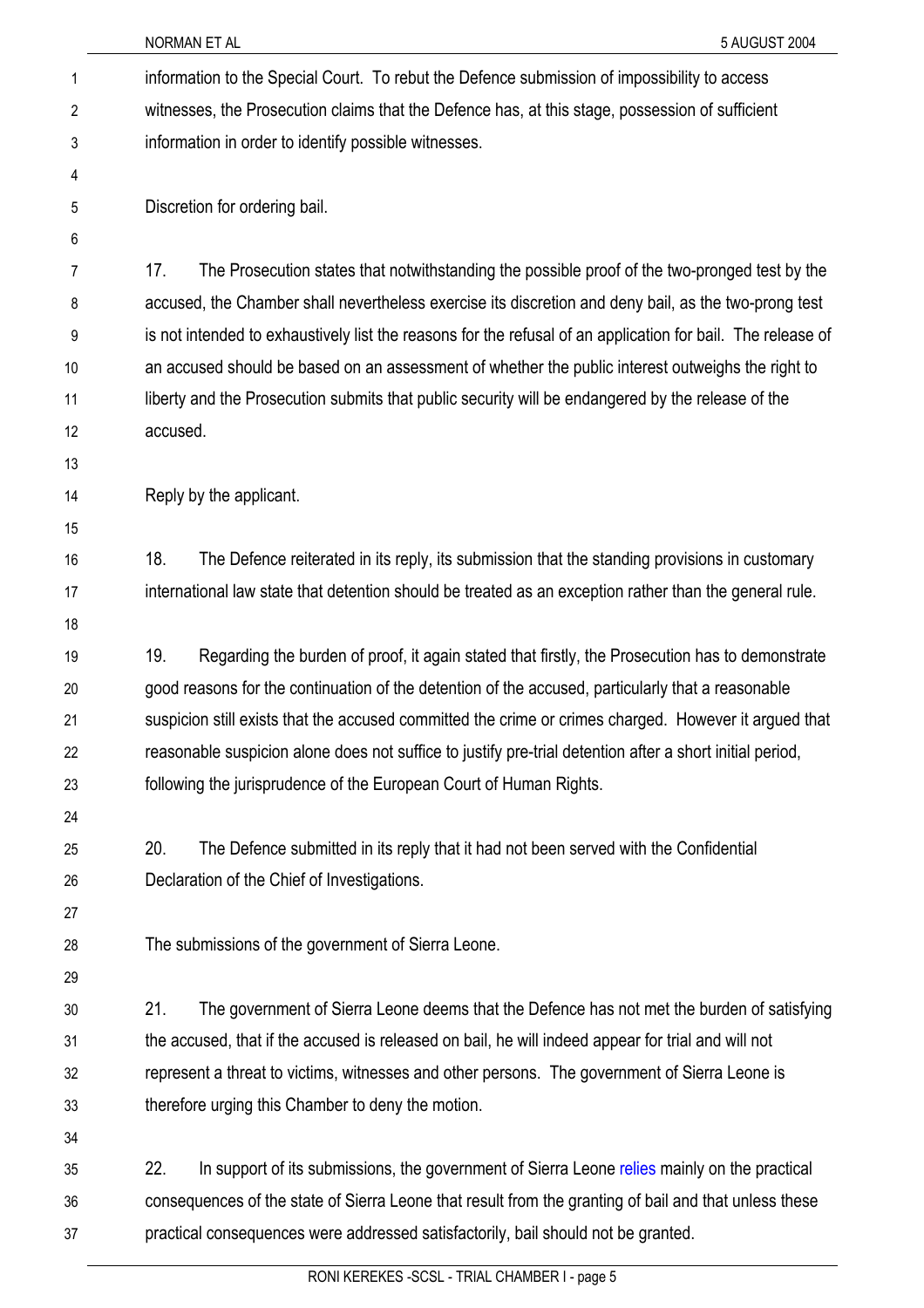information to the Special Court. To rebut the Defence submission of impossibility to access witnesses, the Prosecution claims that the Defence has, at this stage, possession of sufficient information in order to identify possible witnesses.

Discretion for ordering bail.

17. The Prosecution states that notwithstanding the possible proof of the two-pronged test by the accused, the Chamber shall nevertheless exercise its discretion and deny bail, as the two-prong test is not intended to exhaustively list the reasons for the refusal of an application for bail. The release of an accused should be based on an assessment of whether the public interest outweighs the right to liberty and the Prosecution submits that public security will be endangered by the release of the accused.

Reply by the applicant.

18. The Defence reiterated in its reply, its submission that the standing provisions in customary international law state that detention should be treated as an exception rather than the general rule.

19. Regarding the burden of proof, it again stated that firstly, the Prosecution has to demonstrate good reasons for the continuation of the detention of the accused, particularly that a reasonable suspicion still exists that the accused committed the crime or crimes charged. However it argued that reasonable suspicion alone does not suffice to justify pre-trial detention after a short initial period, following the jurisprudence of the European Court of Human Rights.

20. The Defence submitted in its reply that it had not been served with the Confidential Declaration of the Chief of Investigations.

The submissions of the government of Sierra Leone.

21. The government of Sierra Leone deems that the Defence has not met the burden of satisfying the accused, that if the accused is released on bail, he will indeed appear for trial and will not represent a threat to victims, witnesses and other persons. The government of Sierra Leone is therefore urging this Chamber to deny the motion.

22. In support of its submissions, the government of Sierra Leone relies mainly on the practical consequences of the state of Sierra Leone that result from the granting of bail and that unless these practical consequences were addressed satisfactorily, bail should not be granted.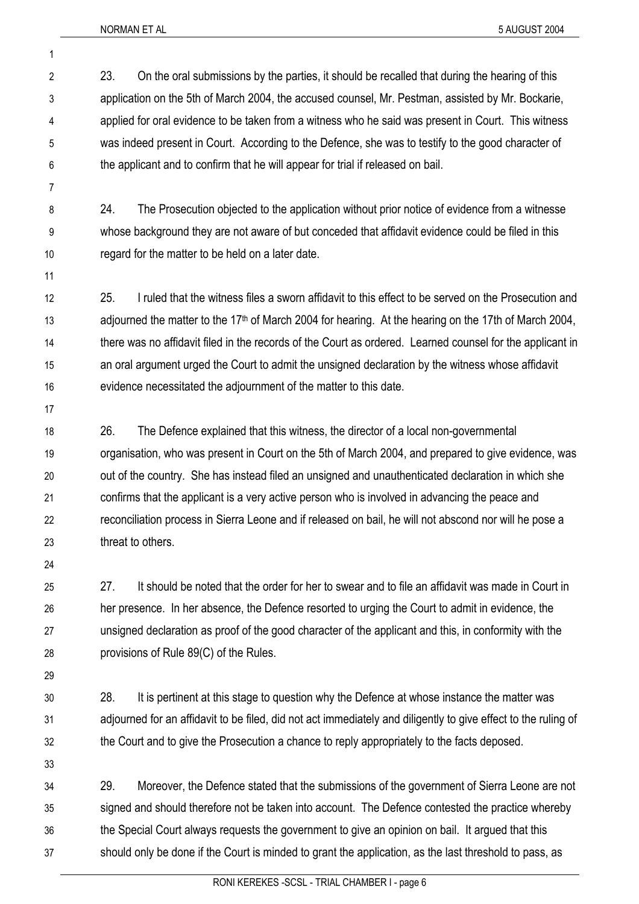23. On the oral submissions by the parties, it should be recalled that during the hearing of this application on the 5th of March 2004, the accused counsel, Mr. Pestman, assisted by Mr. Bockarie, applied for oral evidence to be taken from a witness who he said was present in Court. This witness was indeed present in Court. According to the Defence, she was to testify to the good character of the applicant and to confirm that he will appear for trial if released on bail.

24. The Prosecution objected to the application without prior notice of evidence from a witnesse whose background they are not aware of but conceded that affidavit evidence could be filed in this regard for the matter to be held on a later date.

25. I ruled that the witness files a sworn affidavit to this effect to be served on the Prosecution and adjourned the matter to the 17th of March 2004 for hearing. At the hearing on the 17th of March 2004, there was no affidavit filed in the records of the Court as ordered. Learned counsel for the applicant in an oral argument urged the Court to admit the unsigned declaration by the witness whose affidavit evidence necessitated the adjournment of the matter to this date.

26. The Defence explained that this witness, the director of a local non-governmental organisation, who was present in Court on the 5th of March 2004, and prepared to give evidence, was out of the country. She has instead filed an unsigned and unauthenticated declaration in which she confirms that the applicant is a very active person who is involved in advancing the peace and reconciliation process in Sierra Leone and if released on bail, he will not abscond nor will he pose a threat to others.

27. It should be noted that the order for her to swear and to file an affidavit was made in Court in her presence. In her absence, the Defence resorted to urging the Court to admit in evidence, the unsigned declaration as proof of the good character of the applicant and this, in conformity with the provisions of Rule 89(C) of the Rules.

28. It is pertinent at this stage to question why the Defence at whose instance the matter was adjourned for an affidavit to be filed, did not act immediately and diligently to give effect to the ruling of the Court and to give the Prosecution a chance to reply appropriately to the facts deposed.

29. Moreover, the Defence stated that the submissions of the government of Sierra Leone are not signed and should therefore not be taken into account. The Defence contested the practice whereby the Special Court always requests the government to give an opinion on bail. It argued that this should only be done if the Court is minded to grant the application, as the last threshold to pass, as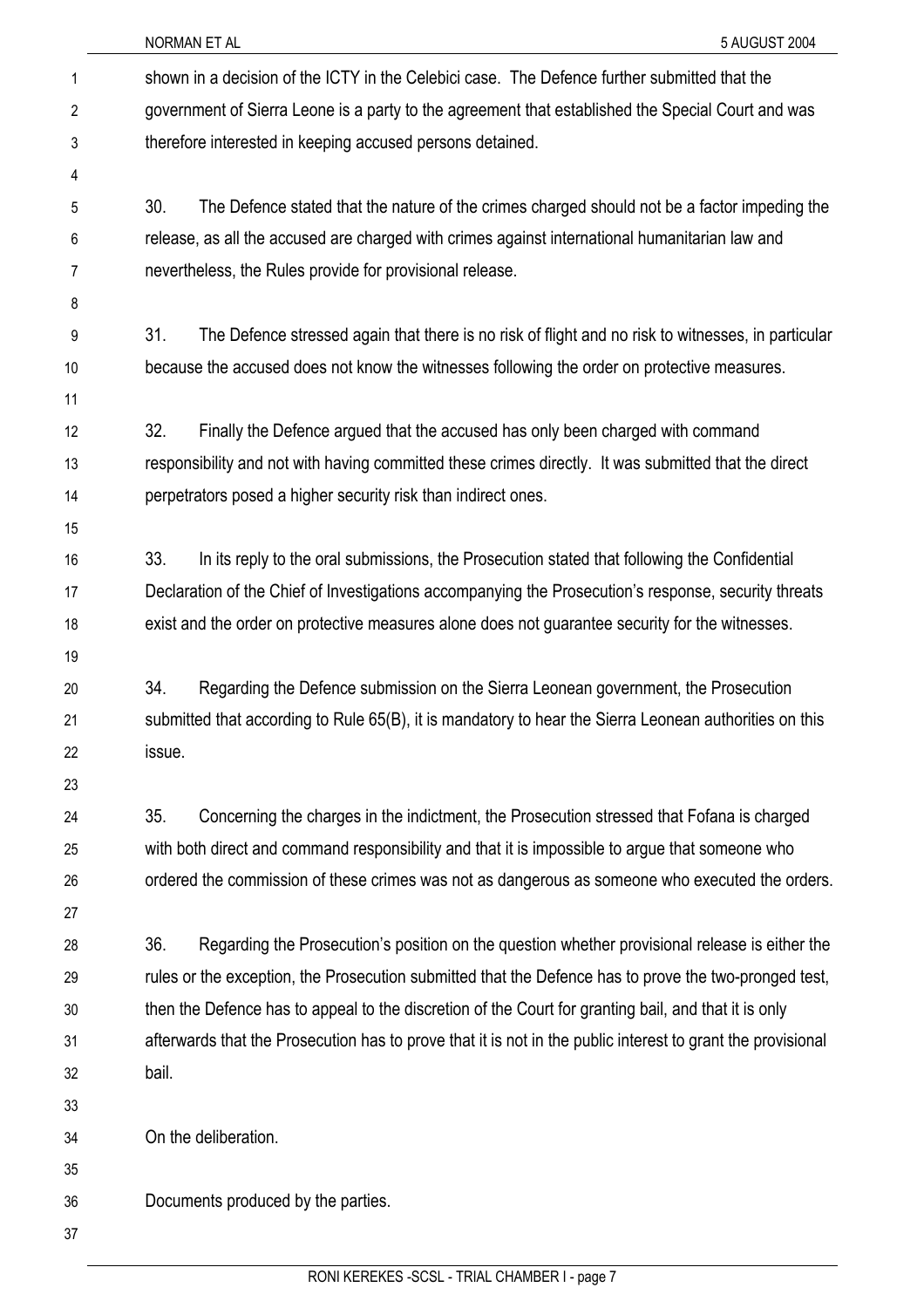shown in a decision of the ICTY in the Celebici case. The Defence further submitted that the government of Sierra Leone is a party to the agreement that established the Special Court and was therefore interested in keeping accused persons detained.

30. The Defence stated that the nature of the crimes charged should not be a factor impeding the release, as all the accused are charged with crimes against international humanitarian law and nevertheless, the Rules provide for provisional release.

31. The Defence stressed again that there is no risk of flight and no risk to witnesses, in particular because the accused does not know the witnesses following the order on protective measures.

32. Finally the Defence argued that the accused has only been charged with command responsibility and not with having committed these crimes directly. It was submitted that the direct perpetrators posed a higher security risk than indirect ones.

33. In its reply to the oral submissions, the Prosecution stated that following the Confidential Declaration of the Chief of Investigations accompanying the Prosecution's response, security threats exist and the order on protective measures alone does not guarantee security for the witnesses.

34. Regarding the Defence submission on the Sierra Leonean government, the Prosecution submitted that according to Rule 65(B), it is mandatory to hear the Sierra Leonean authorities on this issue.

35. Concerning the charges in the indictment, the Prosecution stressed that Fofana is charged with both direct and command responsibility and that it is impossible to argue that someone who ordered the commission of these crimes was not as dangerous as someone who executed the orders.

36. Regarding the Prosecution's position on the question whether provisional release is either the rules or the exception, the Prosecution submitted that the Defence has to prove the two-pronged test, then the Defence has to appeal to the discretion of the Court for granting bail, and that it is only afterwards that the Prosecution has to prove that it is not in the public interest to grant the provisional bail.

On the deliberation.

Documents produced by the parties.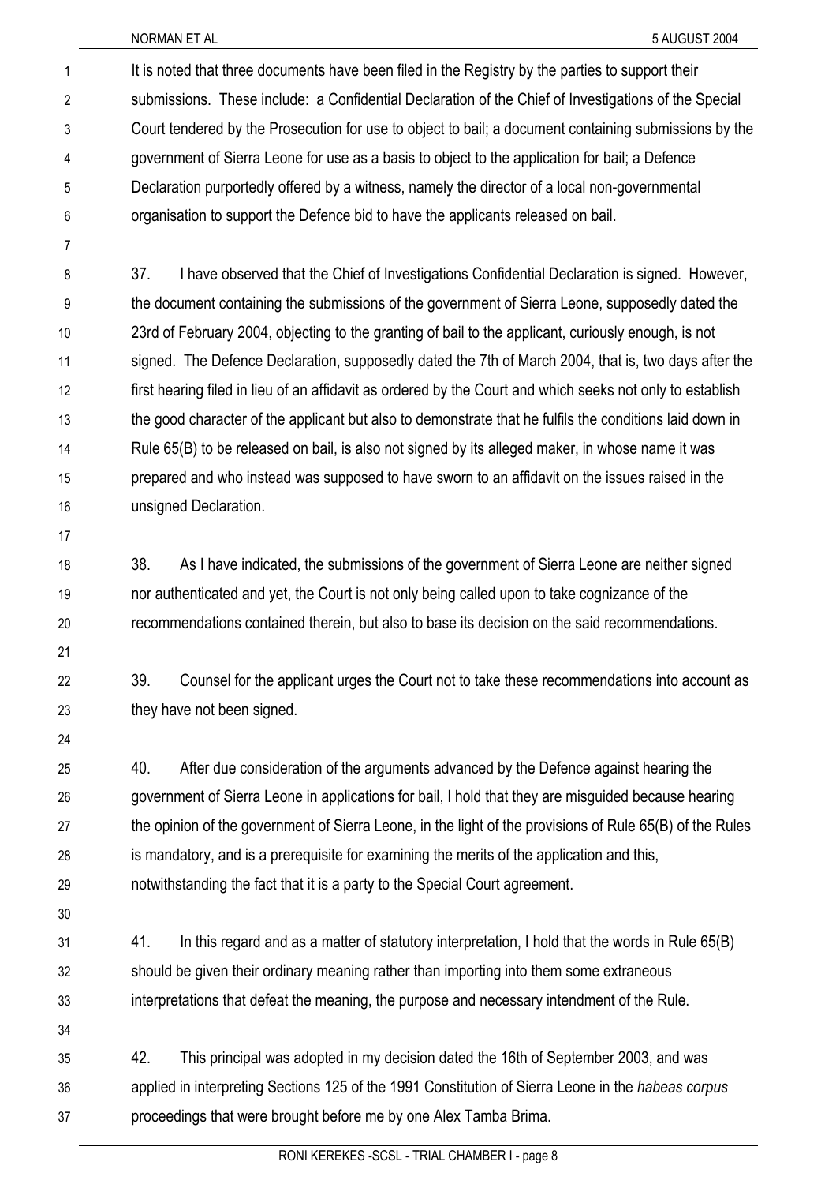It is noted that three documents have been filed in the Registry by the parties to support their submissions. These include: a Confidential Declaration of the Chief of Investigations of the Special Court tendered by the Prosecution for use to object to bail; a document containing submissions by the government of Sierra Leone for use as a basis to object to the application for bail; a Defence Declaration purportedly offered by a witness, namely the director of a local non-governmental organisation to support the Defence bid to have the applicants released on bail.

37. I have observed that the Chief of Investigations Confidential Declaration is signed. However, the document containing the submissions of the government of Sierra Leone, supposedly dated the 23rd of February 2004, objecting to the granting of bail to the applicant, curiously enough, is not signed. The Defence Declaration, supposedly dated the 7th of March 2004, that is, two days after the first hearing filed in lieu of an affidavit as ordered by the Court and which seeks not only to establish the good character of the applicant but also to demonstrate that he fulfils the conditions laid down in Rule 65(B) to be released on bail, is also not signed by its alleged maker, in whose name it was prepared and who instead was supposed to have sworn to an affidavit on the issues raised in the unsigned Declaration.

38. As I have indicated, the submissions of the government of Sierra Leone are neither signed nor authenticated and yet, the Court is not only being called upon to take cognizance of the recommendations contained therein, but also to base its decision on the said recommendations.

39. Counsel for the applicant urges the Court not to take these recommendations into account as they have not been signed.

40. After due consideration of the arguments advanced by the Defence against hearing the government of Sierra Leone in applications for bail, I hold that they are misguided because hearing the opinion of the government of Sierra Leone, in the light of the provisions of Rule 65(B) of the Rules is mandatory, and is a prerequisite for examining the merits of the application and this, notwithstanding the fact that it is a party to the Special Court agreement.

41. In this regard and as a matter of statutory interpretation, I hold that the words in Rule 65(B) should be given their ordinary meaning rather than importing into them some extraneous interpretations that defeat the meaning, the purpose and necessary intendment of the Rule.

42. This principal was adopted in my decision dated the 16th of September 2003, and was applied in interpreting Sections 125 of the 1991 Constitution of Sierra Leone in the *habeas corpus* proceedings that were brought before me by one Alex Tamba Brima.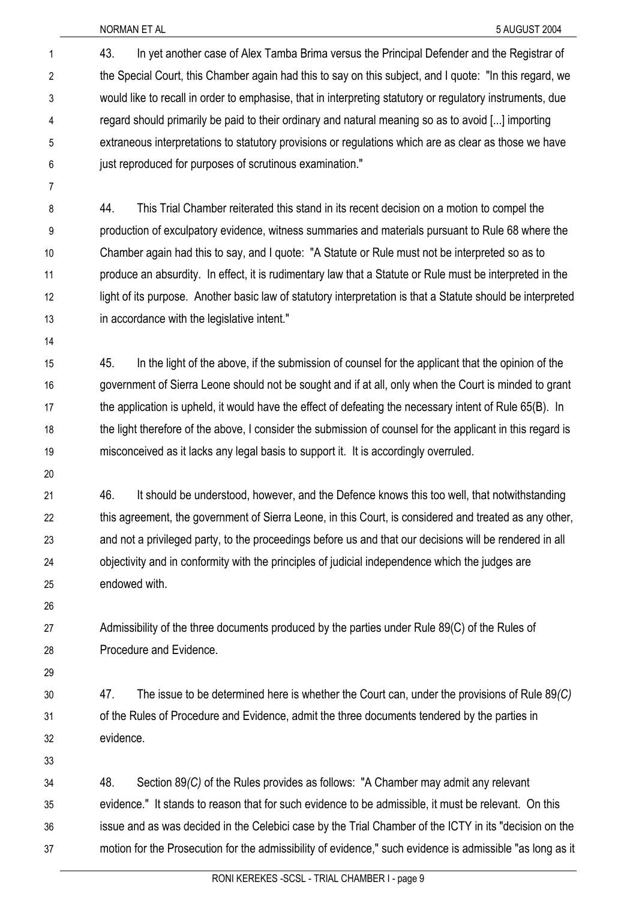43. In yet another case of Alex Tamba Brima versus the Principal Defender and the Registrar of the Special Court, this Chamber again had this to say on this subject, and I quote: "In this regard, we would like to recall in order to emphasise, that in interpreting statutory or regulatory instruments, due regard should primarily be paid to their ordinary and natural meaning so as to avoid [...] importing extraneous interpretations to statutory provisions or regulations which are as clear as those we have just reproduced for purposes of scrutinous examination."

44. This Trial Chamber reiterated this stand in its recent decision on a motion to compel the production of exculpatory evidence, witness summaries and materials pursuant to Rule 68 where the Chamber again had this to say, and I quote: "A Statute or Rule must not be interpreted so as to produce an absurdity. In effect, it is rudimentary law that a Statute or Rule must be interpreted in the light of its purpose. Another basic law of statutory interpretation is that a Statute should be interpreted in accordance with the legislative intent."

45. In the light of the above, if the submission of counsel for the applicant that the opinion of the government of Sierra Leone should not be sought and if at all, only when the Court is minded to grant the application is upheld, it would have the effect of defeating the necessary intent of Rule 65(B). In the light therefore of the above, I consider the submission of counsel for the applicant in this regard is misconceived as it lacks any legal basis to support it. It is accordingly overruled.

46. It should be understood, however, and the Defence knows this too well, that notwithstanding this agreement, the government of Sierra Leone, in this Court, is considered and treated as any other, and not a privileged party, to the proceedings before us and that our decisions will be rendered in all objectivity and in conformity with the principles of judicial independence which the judges are endowed with.

Admissibility of the three documents produced by the parties under Rule 89(C) of the Rules of Procedure and Evidence.

47. The issue to be determined here is whether the Court can, under the provisions of Rule 89*(C)* of the Rules of Procedure and Evidence, admit the three documents tendered by the parties in evidence.

48. Section 89*(C)* of the Rules provides as follows: "A Chamber may admit any relevant evidence." It stands to reason that for such evidence to be admissible, it must be relevant. On this issue and as was decided in the Celebici case by the Trial Chamber of the ICTY in its "decision on the motion for the Prosecution for the admissibility of evidence," such evidence is admissible "as long as it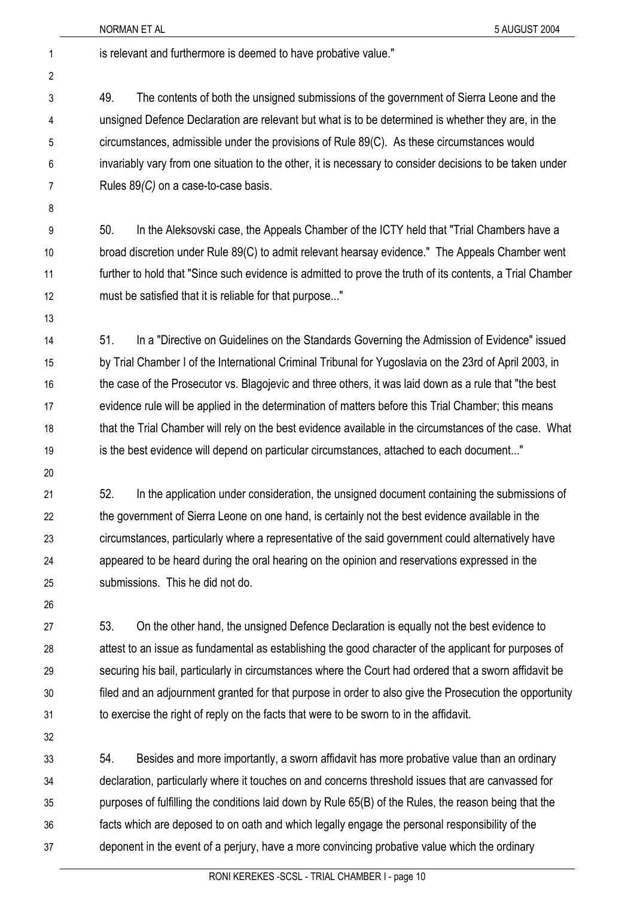is relevant and furthermore is deemed to have probative value."

49. The contents of both the unsigned submissions of the government of Sierra Leone and the unsigned Defence Declaration are relevant but what is to be determined is whether they are, in the circumstances, admissible under the provisions of Rule 89(C). As these circumstances would invariably vary from one situation to the other, it is necessary to consider decisions to be taken under Rules 89*(C)* on a case-to-case basis.

50. In the Aleksovski case, the Appeals Chamber of the ICTY held that "Trial Chambers have a broad discretion under Rule 89(C) to admit relevant hearsay evidence." The Appeals Chamber went further to hold that "Since such evidence is admitted to prove the truth of its contents, a Trial Chamber must be satisfied that it is reliable for that purpose..."

51. In a "Directive on Guidelines on the Standards Governing the Admission of Evidence" issued by Trial Chamber I of the International Criminal Tribunal for Yugoslavia on the 23rd of April 2003, in the case of the Prosecutor vs. Blagojevic and three others, it was laid down as a rule that "the best evidence rule will be applied in the determination of matters before this Trial Chamber; this means that the Trial Chamber will rely on the best evidence available in the circumstances of the case. What is the best evidence will depend on particular circumstances, attached to each document..."

52. In the application under consideration, the unsigned document containing the submissions of the government of Sierra Leone on one hand, is certainly not the best evidence available in the circumstances, particularly where a representative of the said government could alternatively have appeared to be heard during the oral hearing on the opinion and reservations expressed in the submissions. This he did not do.

53. On the other hand, the unsigned Defence Declaration is equally not the best evidence to attest to an issue as fundamental as establishing the good character of the applicant for purposes of securing his bail, particularly in circumstances where the Court had ordered that a sworn affidavit be filed and an adjournment granted for that purpose in order to also give the Prosecution the opportunity to exercise the right of reply on the facts that were to be sworn to in the affidavit.

54. Besides and more importantly, a sworn affidavit has more probative value than an ordinary declaration, particularly where it touches on and concerns threshold issues that are canvassed for purposes of fulfilling the conditions laid down by Rule 65(B) of the Rules, the reason being that the facts which are deposed to on oath and which legally engage the personal responsibility of the deponent in the event of a perjury, have a more convincing probative value which the ordinary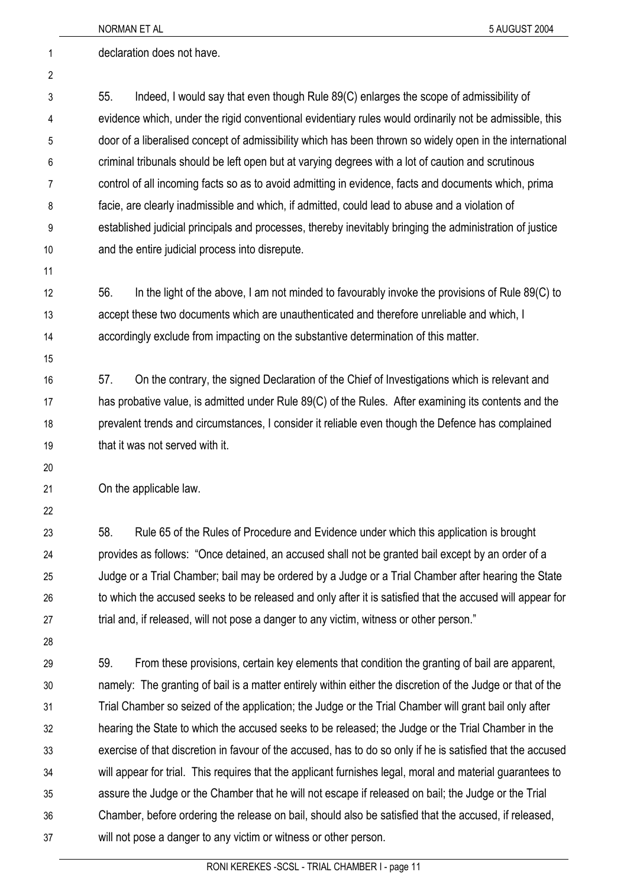declaration does not have.

55. Indeed, I would say that even though Rule 89(C) enlarges the scope of admissibility of evidence which, under the rigid conventional evidentiary rules would ordinarily not be admissible, this door of a liberalised concept of admissibility which has been thrown so widely open in the international criminal tribunals should be left open but at varying degrees with a lot of caution and scrutinous control of all incoming facts so as to avoid admitting in evidence, facts and documents which, prima facie, are clearly inadmissible and which, if admitted, could lead to abuse and a violation of established judicial principals and processes, thereby inevitably bringing the administration of justice and the entire judicial process into disrepute.

56. In the light of the above, I am not minded to favourably invoke the provisions of Rule 89(C) to accept these two documents which are unauthenticated and therefore unreliable and which, I accordingly exclude from impacting on the substantive determination of this matter.

57. On the contrary, the signed Declaration of the Chief of Investigations which is relevant and has probative value, is admitted under Rule 89(C) of the Rules. After examining its contents and the prevalent trends and circumstances, I consider it reliable even though the Defence has complained that it was not served with it.

On the applicable law.

58. Rule 65 of the Rules of Procedure and Evidence under which this application is brought provides as follows: "Once detained, an accused shall not be granted bail except by an order of a Judge or a Trial Chamber; bail may be ordered by a Judge or a Trial Chamber after hearing the State to which the accused seeks to be released and only after it is satisfied that the accused will appear for trial and, if released, will not pose a danger to any victim, witness or other person."

59. From these provisions, certain key elements that condition the granting of bail are apparent, namely: The granting of bail is a matter entirely within either the discretion of the Judge or that of the Trial Chamber so seized of the application; the Judge or the Trial Chamber will grant bail only after hearing the State to which the accused seeks to be released; the Judge or the Trial Chamber in the exercise of that discretion in favour of the accused, has to do so only if he is satisfied that the accused will appear for trial. This requires that the applicant furnishes legal, moral and material guarantees to assure the Judge or the Chamber that he will not escape if released on bail; the Judge or the Trial Chamber, before ordering the release on bail, should also be satisfied that the accused, if released, will not pose a danger to any victim or witness or other person.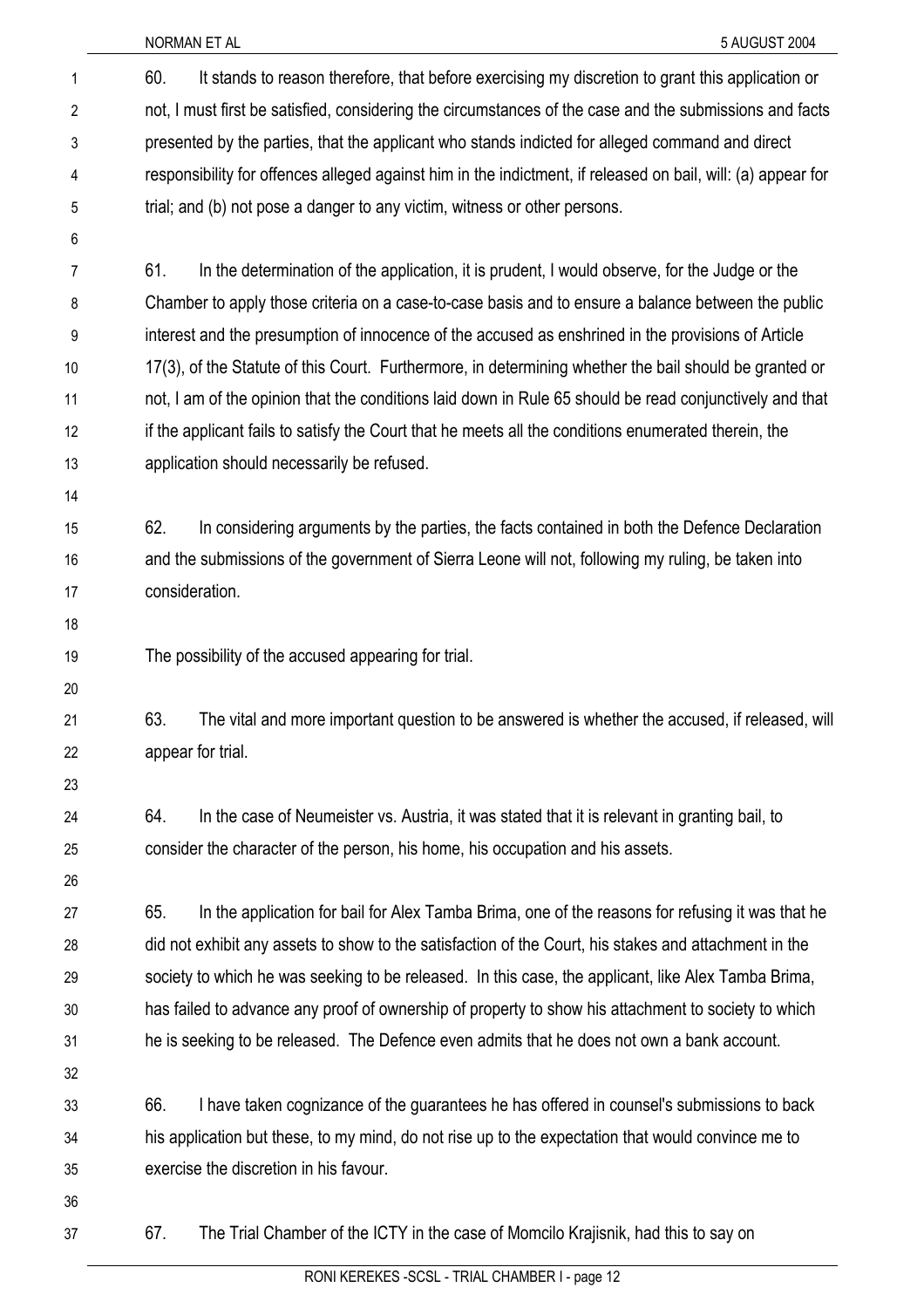60. It stands to reason therefore, that before exercising my discretion to grant this application or not, I must first be satisfied, considering the circumstances of the case and the submissions and facts presented by the parties, that the applicant who stands indicted for alleged command and direct responsibility for offences alleged against him in the indictment, if released on bail, will: (a) appear for trial; and (b) not pose a danger to any victim, witness or other persons.

61. In the determination of the application, it is prudent, I would observe, for the Judge or the Chamber to apply those criteria on a case-to-case basis and to ensure a balance between the public interest and the presumption of innocence of the accused as enshrined in the provisions of Article 17(3), of the Statute of this Court. Furthermore, in determining whether the bail should be granted or not, I am of the opinion that the conditions laid down in Rule 65 should be read conjunctively and that if the applicant fails to satisfy the Court that he meets all the conditions enumerated therein, the application should necessarily be refused.

62. In considering arguments by the parties, the facts contained in both the Defence Declaration and the submissions of the government of Sierra Leone will not, following my ruling, be taken into consideration.

The possibility of the accused appearing for trial.

63. The vital and more important question to be answered is whether the accused, if released, will appear for trial.

64. In the case of Neumeister vs. Austria, it was stated that it is relevant in granting bail, to consider the character of the person, his home, his occupation and his assets.

65. In the application for bail for Alex Tamba Brima, one of the reasons for refusing it was that he did not exhibit any assets to show to the satisfaction of the Court, his stakes and attachment in the society to which he was seeking to be released. In this case, the applicant, like Alex Tamba Brima, has failed to advance any proof of ownership of property to show his attachment to society to which he is seeking to be released. The Defence even admits that he does not own a bank account.

66. I have taken cognizance of the guarantees he has offered in counsel's submissions to back his application but these, to my mind, do not rise up to the expectation that would convince me to exercise the discretion in his favour.

67. The Trial Chamber of the ICTY in the case of Momcilo Krajisnik, had this to say on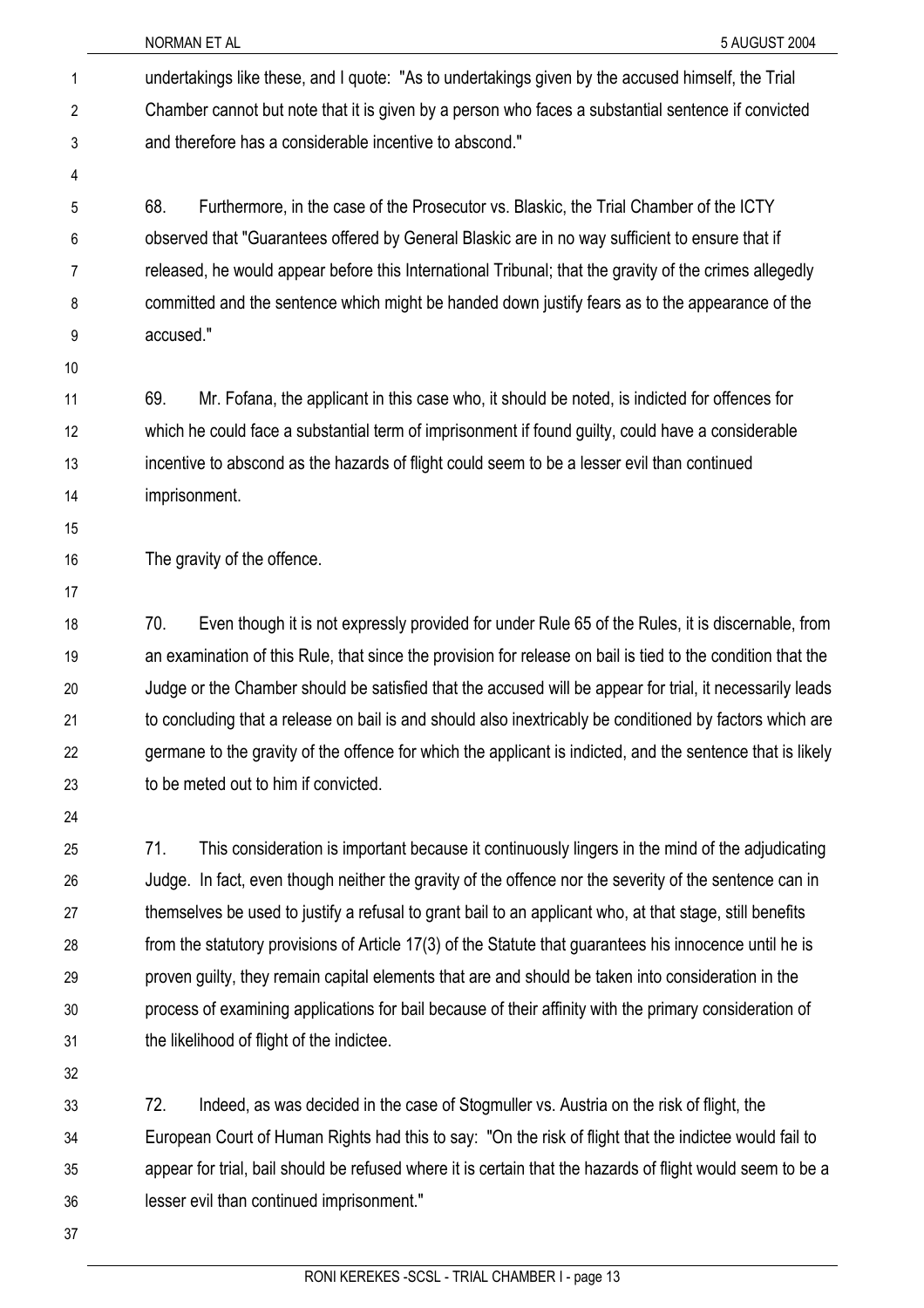undertakings like these, and I quote: "As to undertakings given by the accused himself, the Trial Chamber cannot but note that it is given by a person who faces a substantial sentence if convicted and therefore has a considerable incentive to abscond."

68. Furthermore, in the case of the Prosecutor vs. Blaskic, the Trial Chamber of the ICTY observed that "Guarantees offered by General Blaskic are in no way sufficient to ensure that if released, he would appear before this International Tribunal; that the gravity of the crimes allegedly committed and the sentence which might be handed down justify fears as to the appearance of the accused."

69. Mr. Fofana, the applicant in this case who, it should be noted, is indicted for offences for which he could face a substantial term of imprisonment if found guilty, could have a considerable incentive to abscond as the hazards of flight could seem to be a lesser evil than continued imprisonment.

The gravity of the offence.

70. Even though it is not expressly provided for under Rule 65 of the Rules, it is discernable, from an examination of this Rule, that since the provision for release on bail is tied to the condition that the Judge or the Chamber should be satisfied that the accused will be appear for trial, it necessarily leads to concluding that a release on bail is and should also inextricably be conditioned by factors which are germane to the gravity of the offence for which the applicant is indicted, and the sentence that is likely to be meted out to him if convicted.

71. This consideration is important because it continuously lingers in the mind of the adjudicating Judge. In fact, even though neither the gravity of the offence nor the severity of the sentence can in themselves be used to justify a refusal to grant bail to an applicant who, at that stage, still benefits from the statutory provisions of Article 17(3) of the Statute that guarantees his innocence until he is proven guilty, they remain capital elements that are and should be taken into consideration in the process of examining applications for bail because of their affinity with the primary consideration of the likelihood of flight of the indictee.

72. Indeed, as was decided in the case of Stogmuller vs. Austria on the risk of flight, the European Court of Human Rights had this to say: "On the risk of flight that the indictee would fail to appear for trial, bail should be refused where it is certain that the hazards of flight would seem to be a lesser evil than continued imprisonment."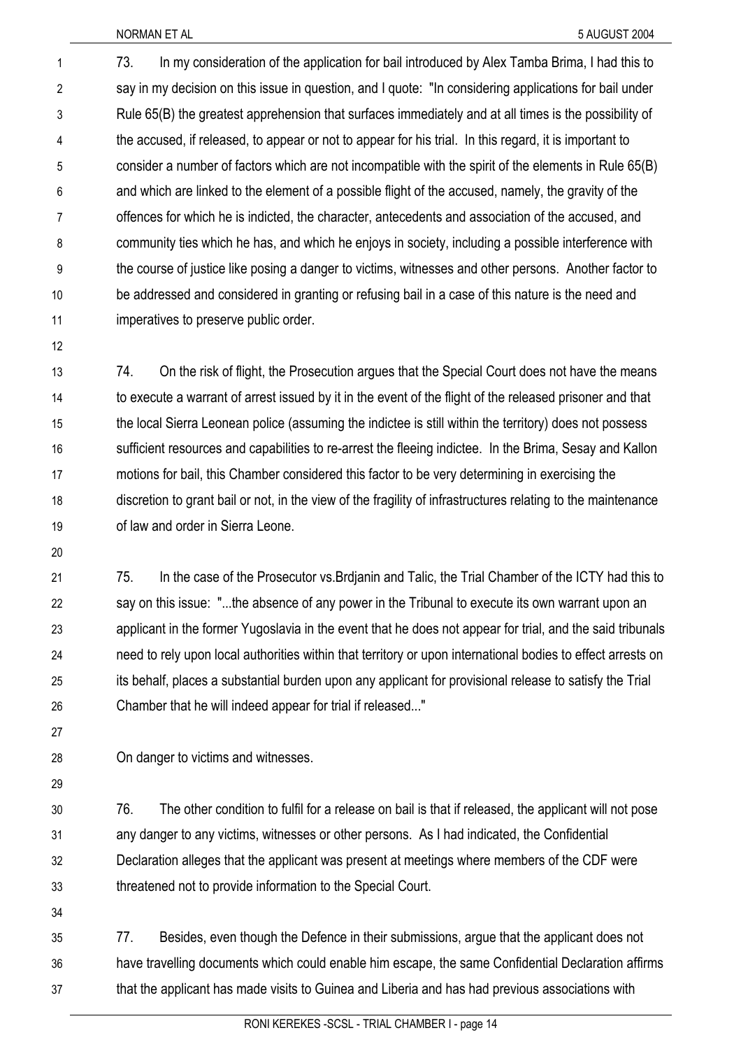73. In my consideration of the application for bail introduced by Alex Tamba Brima, I had this to say in my decision on this issue in question, and I quote: "In considering applications for bail under Rule 65(B) the greatest apprehension that surfaces immediately and at all times is the possibility of the accused, if released, to appear or not to appear for his trial. In this regard, it is important to consider a number of factors which are not incompatible with the spirit of the elements in Rule 65(B) and which are linked to the element of a possible flight of the accused, namely, the gravity of the offences for which he is indicted, the character, antecedents and association of the accused, and community ties which he has, and which he enjoys in society, including a possible interference with the course of justice like posing a danger to victims, witnesses and other persons. Another factor to be addressed and considered in granting or refusing bail in a case of this nature is the need and imperatives to preserve public order.

74. On the risk of flight, the Prosecution argues that the Special Court does not have the means to execute a warrant of arrest issued by it in the event of the flight of the released prisoner and that the local Sierra Leonean police (assuming the indictee is still within the territory) does not possess sufficient resources and capabilities to re-arrest the fleeing indictee. In the Brima, Sesay and Kallon motions for bail, this Chamber considered this factor to be very determining in exercising the discretion to grant bail or not, in the view of the fragility of infrastructures relating to the maintenance of law and order in Sierra Leone.

75. In the case of the Prosecutor vs.Brdjanin and Talic, the Trial Chamber of the ICTY had this to say on this issue: "...the absence of any power in the Tribunal to execute its own warrant upon an applicant in the former Yugoslavia in the event that he does not appear for trial, and the said tribunals need to rely upon local authorities within that territory or upon international bodies to effect arrests on its behalf, places a substantial burden upon any applicant for provisional release to satisfy the Trial Chamber that he will indeed appear for trial if released..."

On danger to victims and witnesses.

76. The other condition to fulfil for a release on bail is that if released, the applicant will not pose any danger to any victims, witnesses or other persons. As I had indicated, the Confidential Declaration alleges that the applicant was present at meetings where members of the CDF were threatened not to provide information to the Special Court.

77. Besides, even though the Defence in their submissions, argue that the applicant does not have travelling documents which could enable him escape, the same Confidential Declaration affirms that the applicant has made visits to Guinea and Liberia and has had previous associations with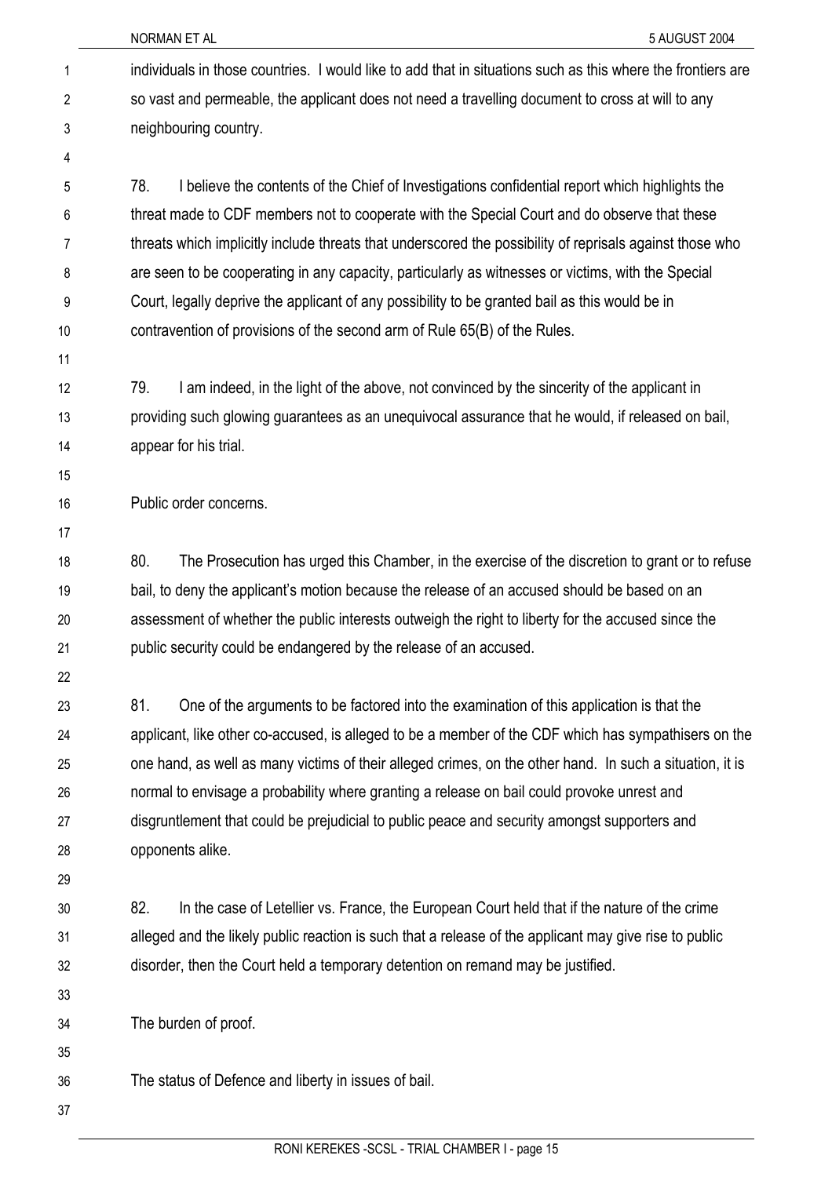individuals in those countries. I would like to add that in situations such as this where the frontiers are so vast and permeable, the applicant does not need a travelling document to cross at will to any neighbouring country.

78. I believe the contents of the Chief of Investigations confidential report which highlights the threat made to CDF members not to cooperate with the Special Court and do observe that these threats which implicitly include threats that underscored the possibility of reprisals against those who are seen to be cooperating in any capacity, particularly as witnesses or victims, with the Special Court, legally deprive the applicant of any possibility to be granted bail as this would be in contravention of provisions of the second arm of Rule 65(B) of the Rules.

79. I am indeed, in the light of the above, not convinced by the sincerity of the applicant in providing such glowing guarantees as an unequivocal assurance that he would, if released on bail, appear for his trial.

Public order concerns.

80. The Prosecution has urged this Chamber, in the exercise of the discretion to grant or to refuse bail, to deny the applicant's motion because the release of an accused should be based on an assessment of whether the public interests outweigh the right to liberty for the accused since the public security could be endangered by the release of an accused.

81. One of the arguments to be factored into the examination of this application is that the applicant, like other co-accused, is alleged to be a member of the CDF which has sympathisers on the one hand, as well as many victims of their alleged crimes, on the other hand. In such a situation, it is normal to envisage a probability where granting a release on bail could provoke unrest and disgruntlement that could be prejudicial to public peace and security amongst supporters and opponents alike.

82. In the case of Letellier vs. France, the European Court held that if the nature of the crime alleged and the likely public reaction is such that a release of the applicant may give rise to public disorder, then the Court held a temporary detention on remand may be justified.

The burden of proof.

The status of Defence and liberty in issues of bail.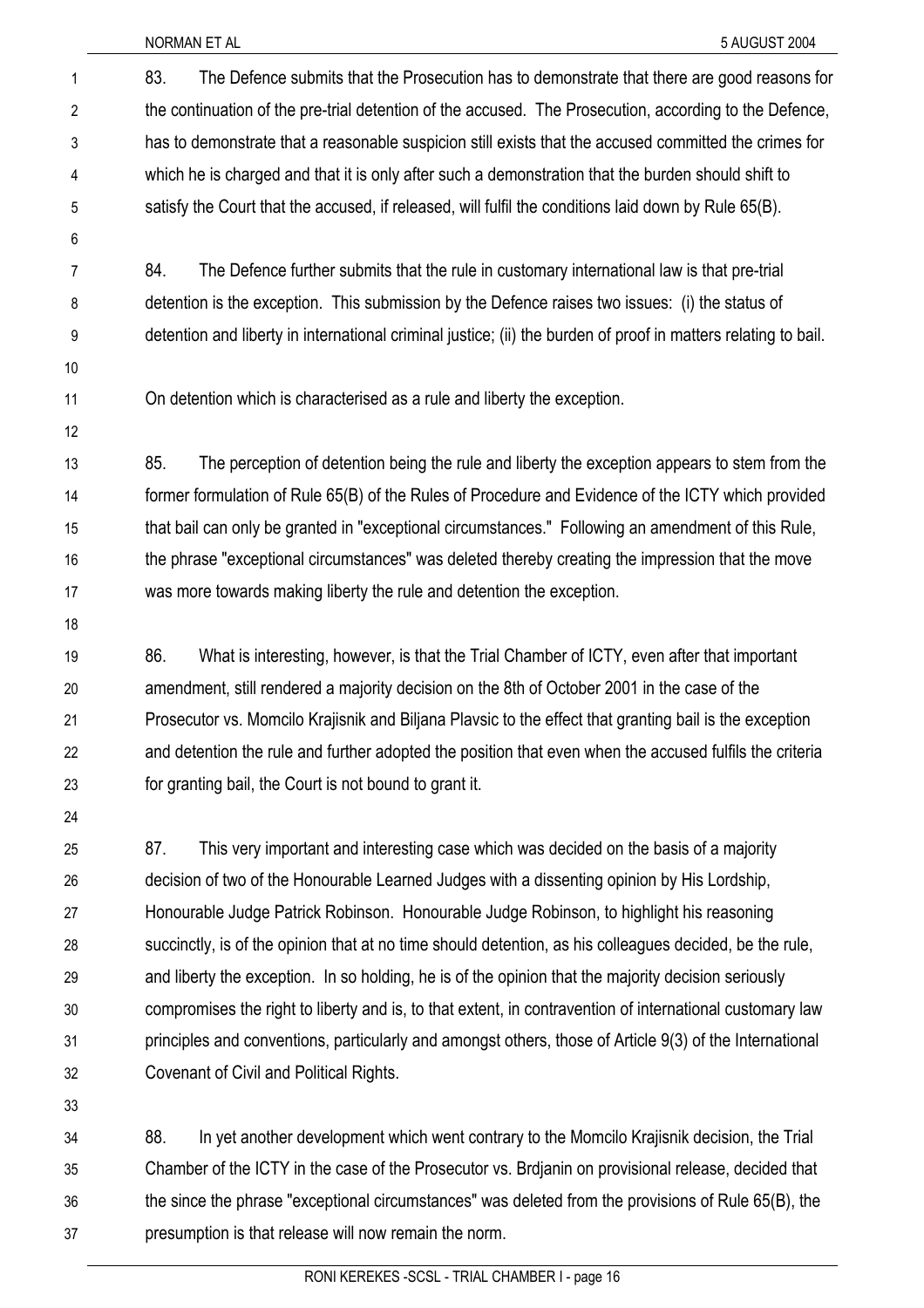83. The Defence submits that the Prosecution has to demonstrate that there are good reasons for the continuation of the pre-trial detention of the accused. The Prosecution, according to the Defence, has to demonstrate that a reasonable suspicion still exists that the accused committed the crimes for which he is charged and that it is only after such a demonstration that the burden should shift to satisfy the Court that the accused, if released, will fulfil the conditions laid down by Rule 65(B).

84. The Defence further submits that the rule in customary international law is that pre-trial detention is the exception. This submission by the Defence raises two issues: (i) the status of detention and liberty in international criminal justice; (ii) the burden of proof in matters relating to bail.

On detention which is characterised as a rule and liberty the exception.

85. The perception of detention being the rule and liberty the exception appears to stem from the former formulation of Rule 65(B) of the Rules of Procedure and Evidence of the ICTY which provided that bail can only be granted in "exceptional circumstances." Following an amendment of this Rule, the phrase "exceptional circumstances" was deleted thereby creating the impression that the move was more towards making liberty the rule and detention the exception.

86. What is interesting, however, is that the Trial Chamber of ICTY, even after that important amendment, still rendered a majority decision on the 8th of October 2001 in the case of the Prosecutor vs. Momcilo Krajisnik and Biljana Plavsic to the effect that granting bail is the exception and detention the rule and further adopted the position that even when the accused fulfils the criteria for granting bail, the Court is not bound to grant it.

87. This very important and interesting case which was decided on the basis of a majority decision of two of the Honourable Learned Judges with a dissenting opinion by His Lordship, Honourable Judge Patrick Robinson. Honourable Judge Robinson, to highlight his reasoning succinctly, is of the opinion that at no time should detention, as his colleagues decided, be the rule, and liberty the exception. In so holding, he is of the opinion that the majority decision seriously compromises the right to liberty and is, to that extent, in contravention of international customary law principles and conventions, particularly and amongst others, those of Article 9(3) of the International Covenant of Civil and Political Rights.

88. In yet another development which went contrary to the Momcilo Krajisnik decision, the Trial Chamber of the ICTY in the case of the Prosecutor vs. Brdjanin on provisional release, decided that the since the phrase "exceptional circumstances" was deleted from the provisions of Rule 65(B), the presumption is that release will now remain the norm.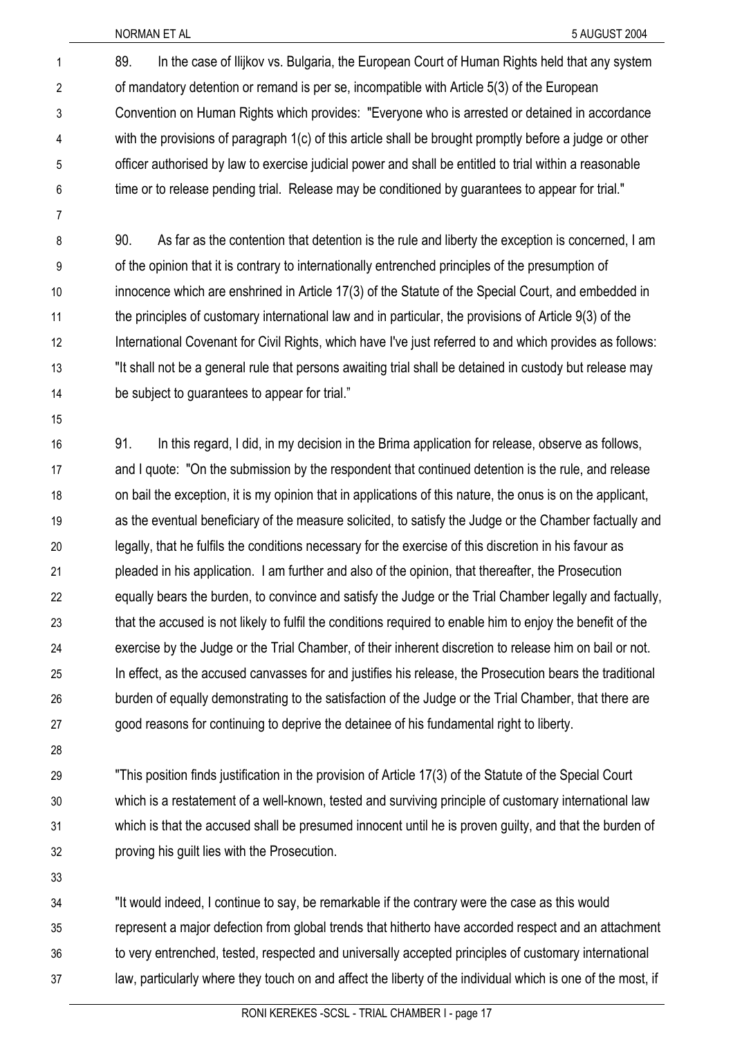89. In the case of Ilijkov vs. Bulgaria, the European Court of Human Rights held that any system of mandatory detention or remand is per se, incompatible with Article 5(3) of the European Convention on Human Rights which provides: "Everyone who is arrested or detained in accordance with the provisions of paragraph 1(c) of this article shall be brought promptly before a judge or other officer authorised by law to exercise judicial power and shall be entitled to trial within a reasonable time or to release pending trial. Release may be conditioned by guarantees to appear for trial."

90. As far as the contention that detention is the rule and liberty the exception is concerned, I am of the opinion that it is contrary to internationally entrenched principles of the presumption of innocence which are enshrined in Article 17(3) of the Statute of the Special Court, and embedded in the principles of customary international law and in particular, the provisions of Article 9(3) of the International Covenant for Civil Rights, which have I've just referred to and which provides as follows: "It shall not be a general rule that persons awaiting trial shall be detained in custody but release may be subject to guarantees to appear for trial."

91. In this regard, I did, in my decision in the Brima application for release, observe as follows, and I quote: "On the submission by the respondent that continued detention is the rule, and release on bail the exception, it is my opinion that in applications of this nature, the onus is on the applicant, as the eventual beneficiary of the measure solicited, to satisfy the Judge or the Chamber factually and legally, that he fulfils the conditions necessary for the exercise of this discretion in his favour as pleaded in his application. I am further and also of the opinion, that thereafter, the Prosecution equally bears the burden, to convince and satisfy the Judge or the Trial Chamber legally and factually, that the accused is not likely to fulfil the conditions required to enable him to enjoy the benefit of the exercise by the Judge or the Trial Chamber, of their inherent discretion to release him on bail or not. In effect, as the accused canvasses for and justifies his release, the Prosecution bears the traditional burden of equally demonstrating to the satisfaction of the Judge or the Trial Chamber, that there are good reasons for continuing to deprive the detainee of his fundamental right to liberty.

"This position finds justification in the provision of Article 17(3) of the Statute of the Special Court which is a restatement of a well-known, tested and surviving principle of customary international law which is that the accused shall be presumed innocent until he is proven guilty, and that the burden of proving his guilt lies with the Prosecution.

"It would indeed, I continue to say, be remarkable if the contrary were the case as this would represent a major defection from global trends that hitherto have accorded respect and an attachment to very entrenched, tested, respected and universally accepted principles of customary international law, particularly where they touch on and affect the liberty of the individual which is one of the most, if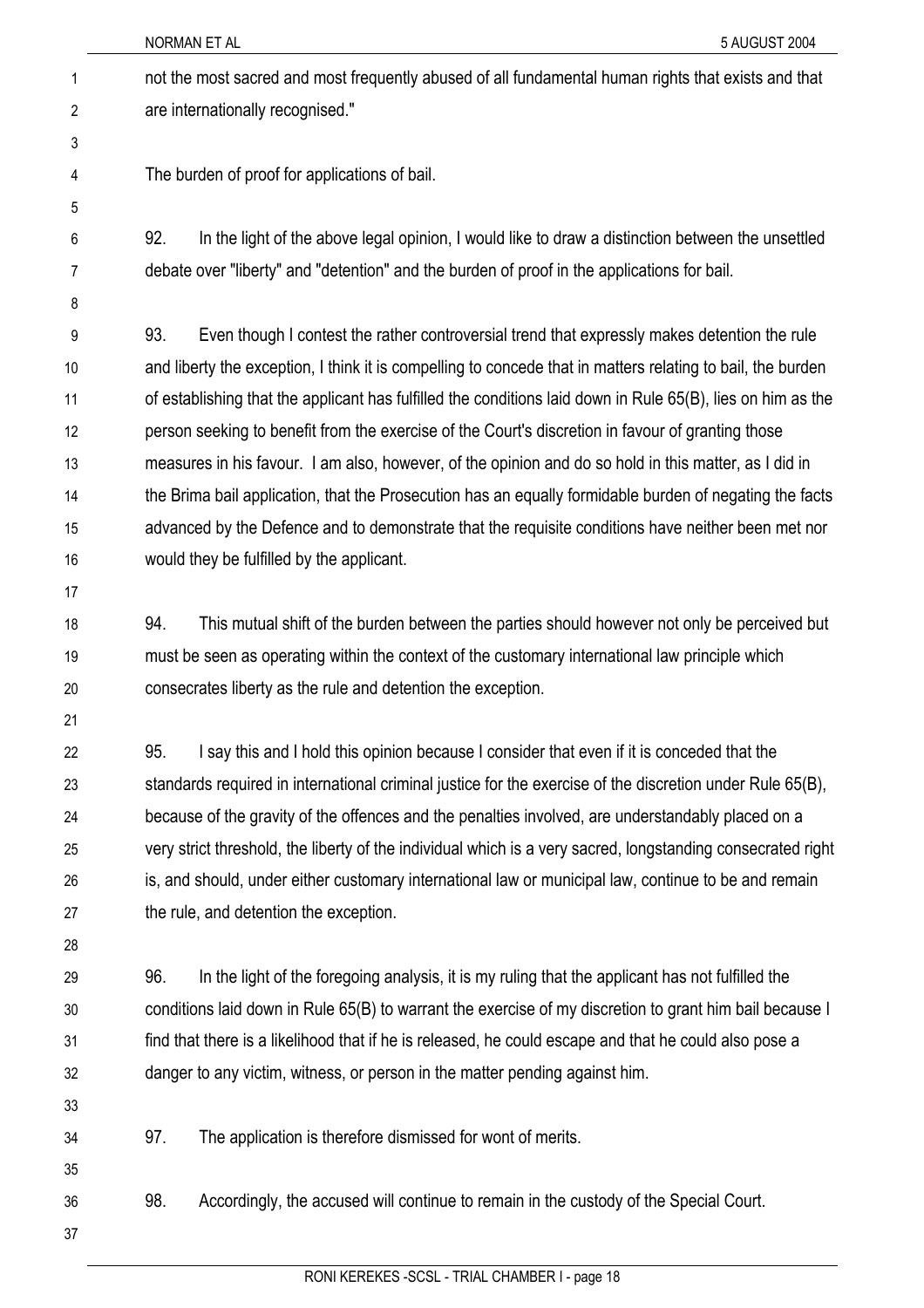not the most sacred and most frequently abused of all fundamental human rights that exists and that are internationally recognised."

The burden of proof for applications of bail.

92. In the light of the above legal opinion, I would like to draw a distinction between the unsettled debate over "liberty" and "detention" and the burden of proof in the applications for bail.

93. Even though I contest the rather controversial trend that expressly makes detention the rule and liberty the exception, I think it is compelling to concede that in matters relating to bail, the burden of establishing that the applicant has fulfilled the conditions laid down in Rule 65(B), lies on him as the person seeking to benefit from the exercise of the Court's discretion in favour of granting those measures in his favour. I am also, however, of the opinion and do so hold in this matter, as I did in the Brima bail application, that the Prosecution has an equally formidable burden of negating the facts advanced by the Defence and to demonstrate that the requisite conditions have neither been met nor would they be fulfilled by the applicant.

94. This mutual shift of the burden between the parties should however not only be perceived but must be seen as operating within the context of the customary international law principle which consecrates liberty as the rule and detention the exception.

95. I say this and I hold this opinion because I consider that even if it is conceded that the standards required in international criminal justice for the exercise of the discretion under Rule 65(B), because of the gravity of the offences and the penalties involved, are understandably placed on a very strict threshold, the liberty of the individual which is a very sacred, longstanding consecrated right is, and should, under either customary international law or municipal law, continue to be and remain the rule, and detention the exception.

96. In the light of the foregoing analysis, it is my ruling that the applicant has not fulfilled the conditions laid down in Rule 65(B) to warrant the exercise of my discretion to grant him bail because I find that there is a likelihood that if he is released, he could escape and that he could also pose a danger to any victim, witness, or person in the matter pending against him.

97. The application is therefore dismissed for wont of merits.

98. Accordingly, the accused will continue to remain in the custody of the Special Court.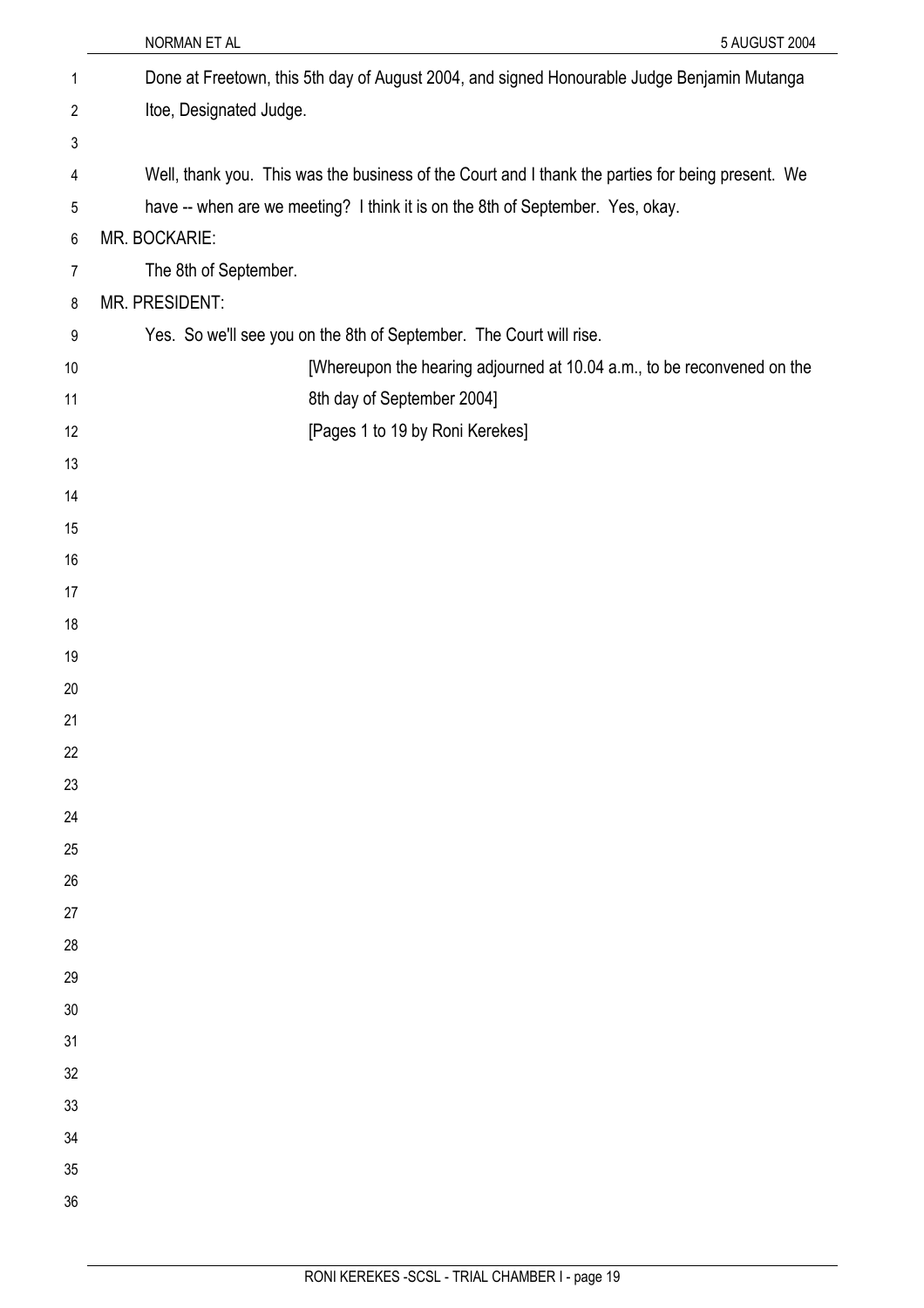Done at Freetown, this 5th day of August 2004, and signed Honourable Judge Benjamin Mutanga Itoe, Designated Judge.

Well, thank you. This was the business of the Court and I thank the parties for being present. We have -- when are we meeting? I think it is on the 8th of September. Yes, okay.

MR. BOCKARIE:

The 8th of September.

MR. PRESIDENT:

Yes. So we'll see you on the 8th of September. The Court will rise.

[Whereupon the hearing adjourned at 10.04 a.m., to be reconvened on the 8th day of September 2004]

[Pages 1 to 19 by Roni Kerekes]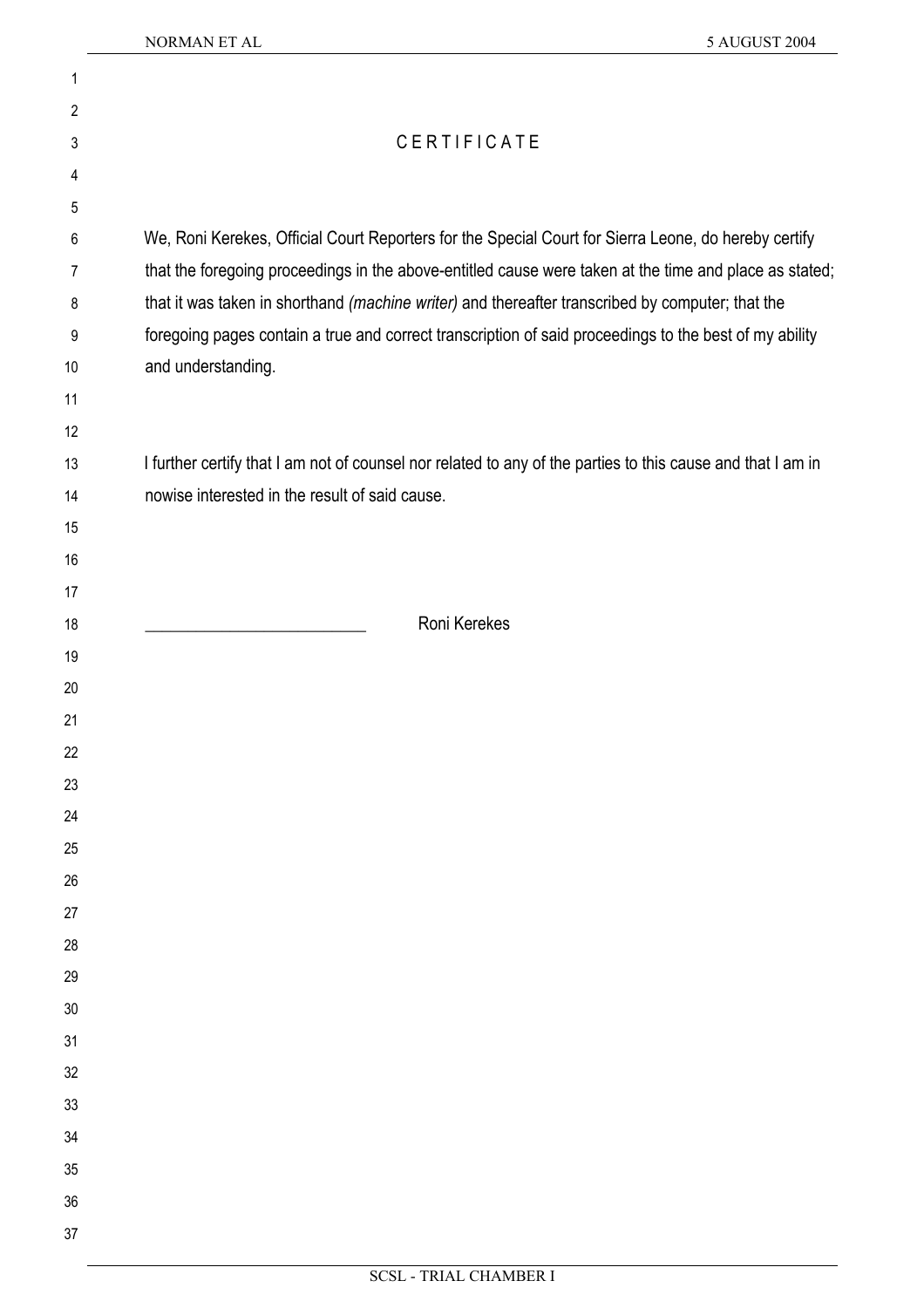# C E R T I F I C A T E

We, Roni Kerekes, Official Court Reporters for the Special Court for Sierra Leone, do hereby certify that the foregoing proceedings in the above-entitled cause were taken at the time and place as stated; that it was taken in shorthand *(machine writer)* and thereafter transcribed by computer; that the foregoing pages contain a true and correct transcription of said proceedings to the best of my ability and understanding.

I further certify that I am not of counsel nor related to any of the parties to this cause and that I am in nowise interested in the result of said cause.

_________________________ Roni Kerekes